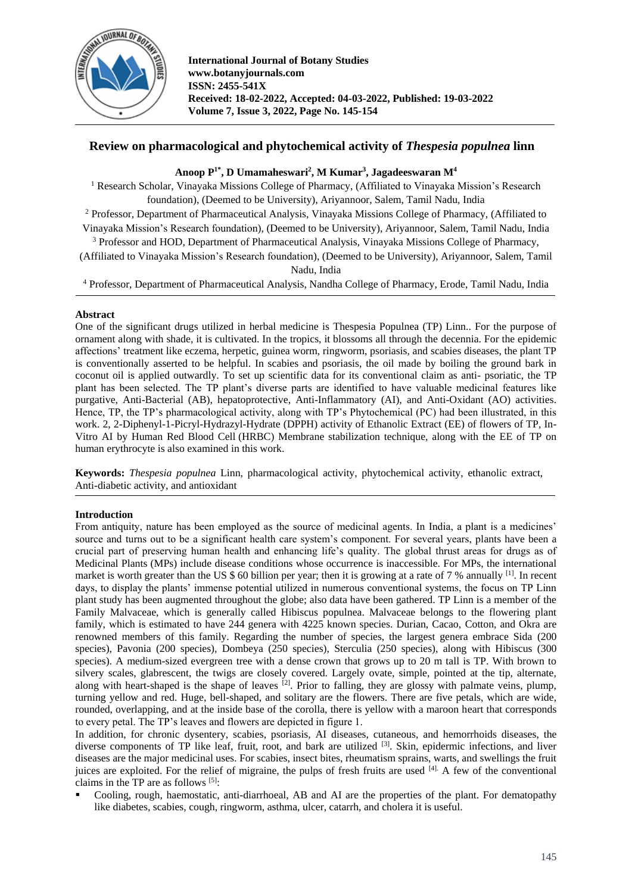**International Journal of Botany Studies**
**www.botanyjournals.com**
**ISSN: 2455-541X**
**Received: 18-02-2022, Accepted: 04-03-2022, Published: 19-03-2022**
**Volume 7, Issue 3, 2022, Page No. 145-154**

# Review on pharmacological and phytochemical activity of *Thespesia populnea* linn

**Anoop P[1*], D Umamaheswari[2], M Kumar[3], Jagadeeswaran M[4]**

[1] Research Scholar, Vinayaka Missions College of Pharmacy, (Affiliated to Vinayaka Mission's Research foundation), (Deemed to be University), Ariyannoor, Salem, Tamil Nadu, India

[2] Professor, Department of Pharmaceutical Analysis, Vinayaka Missions College of Pharmacy, (Affiliated to Vinayaka Mission's Research foundation), (Deemed to be University), Ariyannoor, Salem, Tamil Nadu, India

[3] Professor and HOD, Department of Pharmaceutical Analysis, Vinayaka Missions College of Pharmacy, (Affiliated to Vinayaka Mission's Research foundation), (Deemed to be University), Ariyannoor, Salem, Tamil Nadu, India

[4] Professor, Department of Pharmaceutical Analysis, Nandha College of Pharmacy, Erode, Tamil Nadu, India

## Abstract

One of the significant drugs utilized in herbal medicine is Thespesia Populnea (TP) Linn.. For the purpose of ornament along with shade, it is cultivated. In the tropics, it blossoms all through the decennia. For the epidemic affections' treatment like eczema, herpetic, guinea worm, ringworm, psoriasis, and scabies diseases, the plant TP is conventionally asserted to be helpful. In scabies and psoriasis, the oil made by boiling the ground bark in coconut oil is applied outwardly. To set up scientific data for its conventional claim as anti- psoriatic, the TP plant has been selected. The TP plant's diverse parts are identified to have valuable medicinal features like purgative, Anti-Bacterial (AB), hepatoprotective, Anti-Inflammatory (AI), and Anti-Oxidant (AO) activities. Hence, TP, the TP's pharmacological activity, along with TP's Phytochemical (PC) had been illustrated, in this work. 2, 2-Diphenyl-1-Picryl-Hydrazyl-Hydrate (DPPH) activity of Ethanolic Extract (EE) of flowers of TP, In-Vitro AI by Human Red Blood Cell (HRBC) Membrane stabilization technique, along with the EE of TP on human erythrocyte is also examined in this work.

**Keywords:** *Thespesia populnea* Linn, pharmacological activity, phytochemical activity, ethanolic extract, Anti-diabetic activity, and antioxidant

## Introduction

From antiquity, nature has been employed as the source of medicinal agents. In India, a plant is a medicines' source and turns out to be a significant health care system's component. For several years, plants have been a crucial part of preserving human health and enhancing life's quality. The global thrust areas for drugs as of Medicinal Plants (MPs) include disease conditions whose occurrence is inaccessible. For MPs, the international market is worth greater than the US $ 60 billion per year; then it is growing at a rate of 7 % annually [1]. In recent days, to display the plants' immense potential utilized in numerous conventional systems, the focus on TP Linn plant study has been augmented throughout the globe; also data have been gathered. TP Linn is a member of the Family Malvaceae, which is generally called Hibiscus populnea. Malvaceae belongs to the flowering plant family, which is estimated to have 244 genera with 4225 known species. Durian, Cacao, Cotton, and Okra are renowned members of this family. Regarding the number of species, the largest genera embrace Sida (200 species), Pavonia (200 species), Dombeya (250 species), Sterculia (250 species), along with Hibiscus (300 species). A medium-sized evergreen tree with a dense crown that grows up to 20 m tall is TP. With brown to silvery scales, glabrescent, the twigs are closely covered. Largely ovate, simple, pointed at the tip, alternate, along with heart-shaped is the shape of leaves [2]. Prior to falling, they are glossy with palmate veins, plump, turning yellow and red. Huge, bell-shaped, and solitary are the flowers. There are five petals, which are wide, rounded, overlapping, and at the inside base of the corolla, there is yellow with a maroon heart that corresponds to every petal. The TP's leaves and flowers are depicted in figure 1.

In addition, for chronic dysentery, scabies, psoriasis, AI diseases, cutaneous, and hemorrhoids diseases, the diverse components of TP like leaf, fruit, root, and bark are utilized [3]. Skin, epidermic infections, and liver diseases are the major medicinal uses. For scabies, insect bites, rheumatism sprains, warts, and swellings the fruit juices are exploited. For the relief of migraine, the pulps of fresh fruits are used [4]. A few of the conventional claims in the TP are as follows [5]:

- Cooling, rough, haemostatic, anti-diarrhoeal, AB and AI are the properties of the plant. For dematopathy like diabetes, scabies, cough, ringworm, asthma, ulcer, catarrh, and cholera it is useful.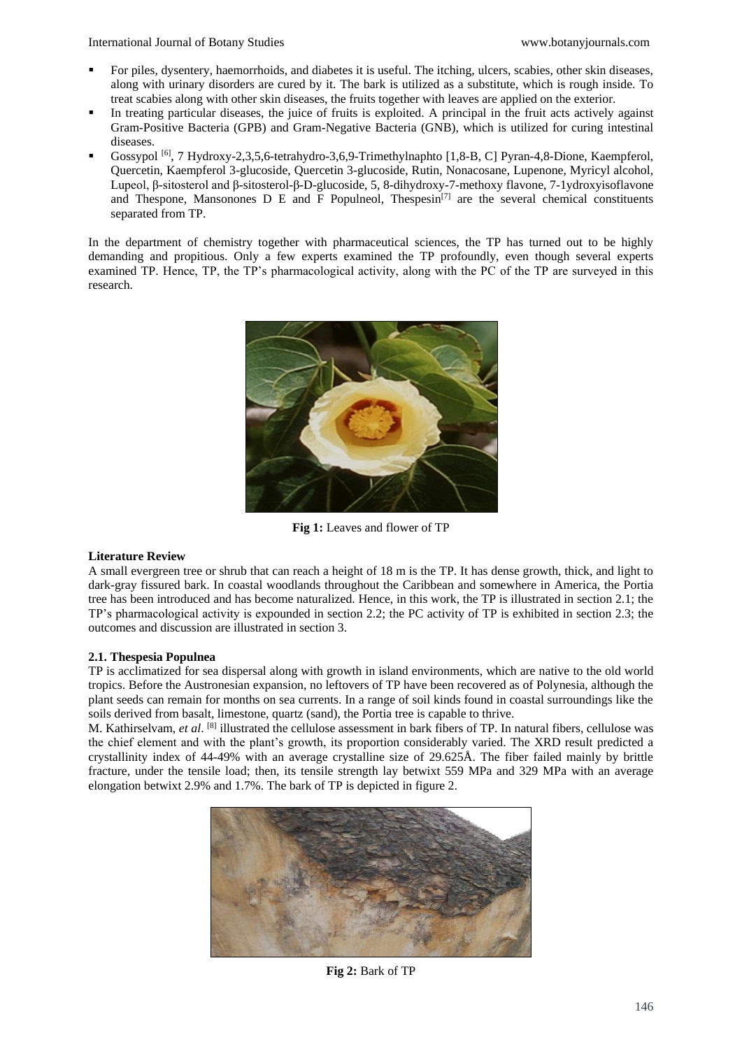- For piles, dysentery, haemorrhoids, and diabetes it is useful. The itching, ulcers, scabies, other skin diseases, along with urinary disorders are cured by it. The bark is utilized as a substitute, which is rough inside. To treat scabies along with other skin diseases, the fruits together with leaves are applied on the exterior.
- In treating particular diseases, the juice of fruits is exploited. A principal in the fruit acts actively against Gram-Positive Bacteria (GPB) and Gram-Negative Bacteria (GNB), which is utilized for curing intestinal diseases.
- Gossypol [6], 7 Hydroxy-2,3,5,6-tetrahydro-3,6,9-Trimethylnaphto [1,8-B, C] Pyran-4,8-Dione, Kaempferol, Quercetin, Kaempferol 3-glucoside, Quercetin 3-glucoside, Rutin, Nonacosane, Lupenone, Myricyl alcohol, Lupeol, β-sitosterol and β-sitosterol-β-D-glucoside, 5, 8-dihydroxy-7-methoxy flavone, 7-1ydroxyisoflavone and Thespone, Mansonones D E and F Populneol, Thespesin[7] are the several chemical constituents separated from TP.

In the department of chemistry together with pharmaceutical sciences, the TP has turned out to be highly demanding and propitious. Only a few experts examined the TP profoundly, even though several experts examined TP. Hence, TP, the TP's pharmacological activity, along with the PC of the TP are surveyed in this research.

**Fig 1:** Leaves and flower of TP

**Literature Review**

A small evergreen tree or shrub that can reach a height of 18 m is the TP. It has dense growth, thick, and light to dark-gray fissured bark. In coastal woodlands throughout the Caribbean and somewhere in America, the Portia tree has been introduced and has become naturalized. Hence, in this work, the TP is illustrated in section 2.1; the TP's pharmacological activity is expounded in section 2.2; the PC activity of TP is exhibited in section 2.3; the outcomes and discussion are illustrated in section 3.

**2.1. Thespesia Populnea**

TP is acclimatized for sea dispersal along with growth in island environments, which are native to the old world tropics. Before the Austronesian expansion, no leftovers of TP have been recovered as of Polynesia, although the plant seeds can remain for months on sea currents. In a range of soil kinds found in coastal surroundings like the soils derived from basalt, limestone, quartz (sand), the Portia tree is capable to thrive.

M. Kathirselvam, *et al*. [8] illustrated the cellulose assessment in bark fibers of TP. In natural fibers, cellulose was the chief element and with the plant's growth, its proportion considerably varied. The XRD result predicted a crystallinity index of 44-49% with an average crystalline size of 29.625Å. The fiber failed mainly by brittle fracture, under the tensile load; then, its tensile strength lay betwixt 559 MPa and 329 MPa with an average elongation betwixt 2.9% and 1.7%. The bark of TP is depicted in figure 2.

**Fig 2:** Bark of TP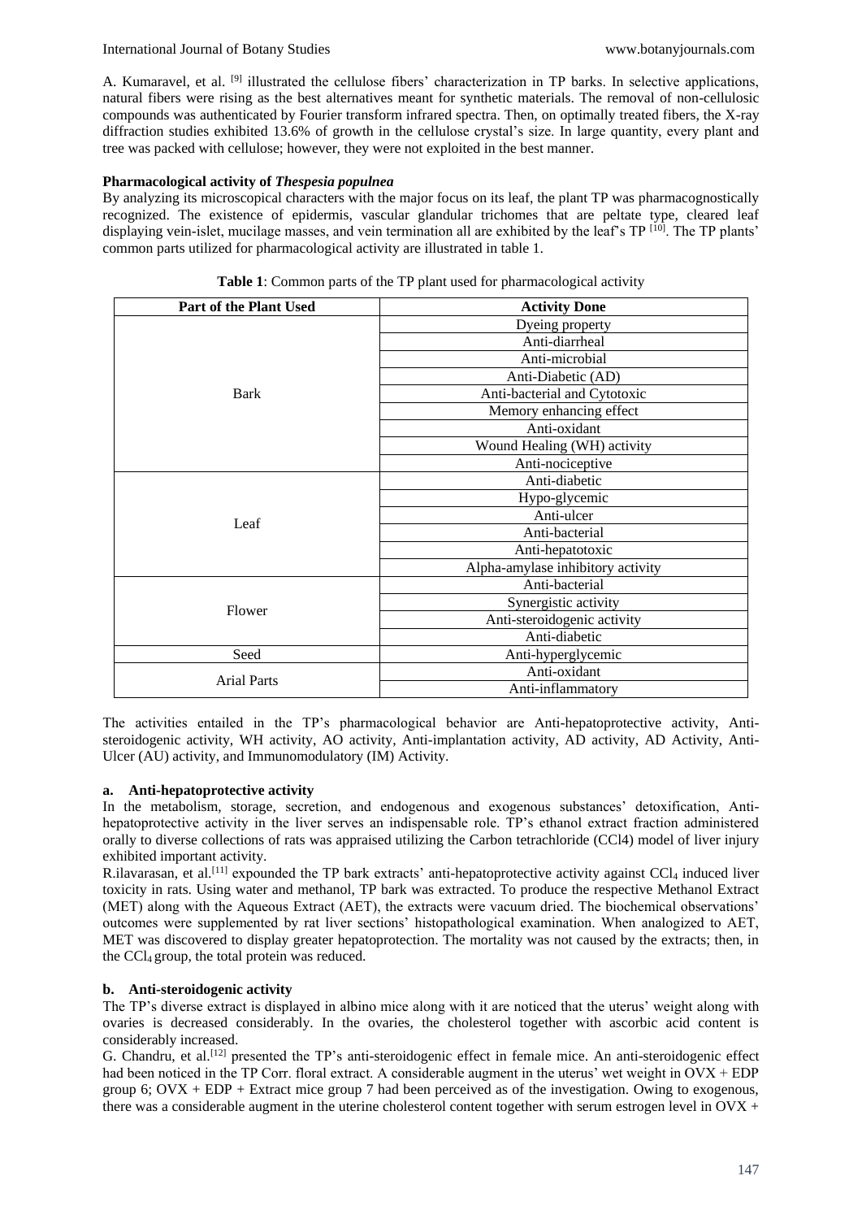A. Kumaravel, et al. [9] illustrated the cellulose fibers' characterization in TP barks. In selective applications, natural fibers were rising as the best alternatives meant for synthetic materials. The removal of non-cellulosic compounds was authenticated by Fourier transform infrared spectra. Then, on optimally treated fibers, the X-ray diffraction studies exhibited 13.6% of growth in the cellulose crystal's size. In large quantity, every plant and tree was packed with cellulose; however, they were not exploited in the best manner.

**Pharmacological activity of *Thespesia populnea***

By analyzing its microscopical characters with the major focus on its leaf, the plant TP was pharmacognostically recognized. The existence of epidermis, vascular glandular trichomes that are peltate type, cleared leaf displaying vein-islet, mucilage masses, and vein termination all are exhibited by the leaf's TP [10]. The TP plants' common parts utilized for pharmacological activity are illustrated in table 1.

**Table 1**: Common parts of the TP plant used for pharmacological activity

| Part of the Plant Used | Activity Done |
|---|---|
| Bark | Dyeing property |
| | Anti-diarrheal |
| | Anti-microbial |
| | Anti-Diabetic (AD) |
| | Anti-bacterial and Cytotoxic |
| | Memory enhancing effect |
| | Anti-oxidant |
| | Wound Healing (WH) activity |
| | Anti-nociceptive |
| Leaf | Anti-diabetic |
| | Hypo-glycemic |
| | Anti-ulcer |
| | Anti-bacterial |
| | Anti-hepatotoxic |
| | Alpha-amylase inhibitory activity |
| Flower | Anti-bacterial |
| | Synergistic activity |
| | Anti-steroidogenic activity |
| | Anti-diabetic |
| Seed | Anti-hyperglycemic |
| Arial Parts | Anti-oxidant |
| | Anti-inflammatory |

The activities entailed in the TP's pharmacological behavior are Anti-hepatoprotective activity, Anti-steroidogenic activity, WH activity, AO activity, Anti-implantation activity, AD activity, AD Activity, Anti-Ulcer (AU) activity, and Immunomodulatory (IM) Activity.

**a. Anti-hepatoprotective activity**

In the metabolism, storage, secretion, and endogenous and exogenous substances' detoxification, Anti-hepatoprotective activity in the liver serves an indispensable role. TP's ethanol extract fraction administered orally to diverse collections of rats was appraised utilizing the Carbon tetrachloride (CCl4) model of liver injury exhibited important activity.

R.ilavarasan, et al.[11] expounded the TP bark extracts' anti-hepatoprotective activity against $CCl_4$ induced liver toxicity in rats. Using water and methanol, TP bark was extracted. To produce the respective Methanol Extract (MET) along with the Aqueous Extract (AET), the extracts were vacuum dried. The biochemical observations' outcomes were supplemented by rat liver sections' histopathological examination. When analogized to AET, MET was discovered to display greater hepatoprotection. The mortality was not caused by the extracts; then, in the $CCl_4$ group, the total protein was reduced.

**b. Anti-steroidogenic activity**

The TP's diverse extract is displayed in albino mice along with it are noticed that the uterus' weight along with ovaries is decreased considerably. In the ovaries, the cholesterol together with ascorbic acid content is considerably increased.

G. Chandru, et al.[12] presented the TP's anti-steroidogenic effect in female mice. An anti-steroidogenic effect had been noticed in the TP Corr. floral extract. A considerable augment in the uterus' wet weight in OVX + EDP group 6; OVX + EDP + Extract mice group 7 had been perceived as of the investigation. Owing to exogenous, there was a considerable augment in the uterine cholesterol content together with serum estrogen level in OVX +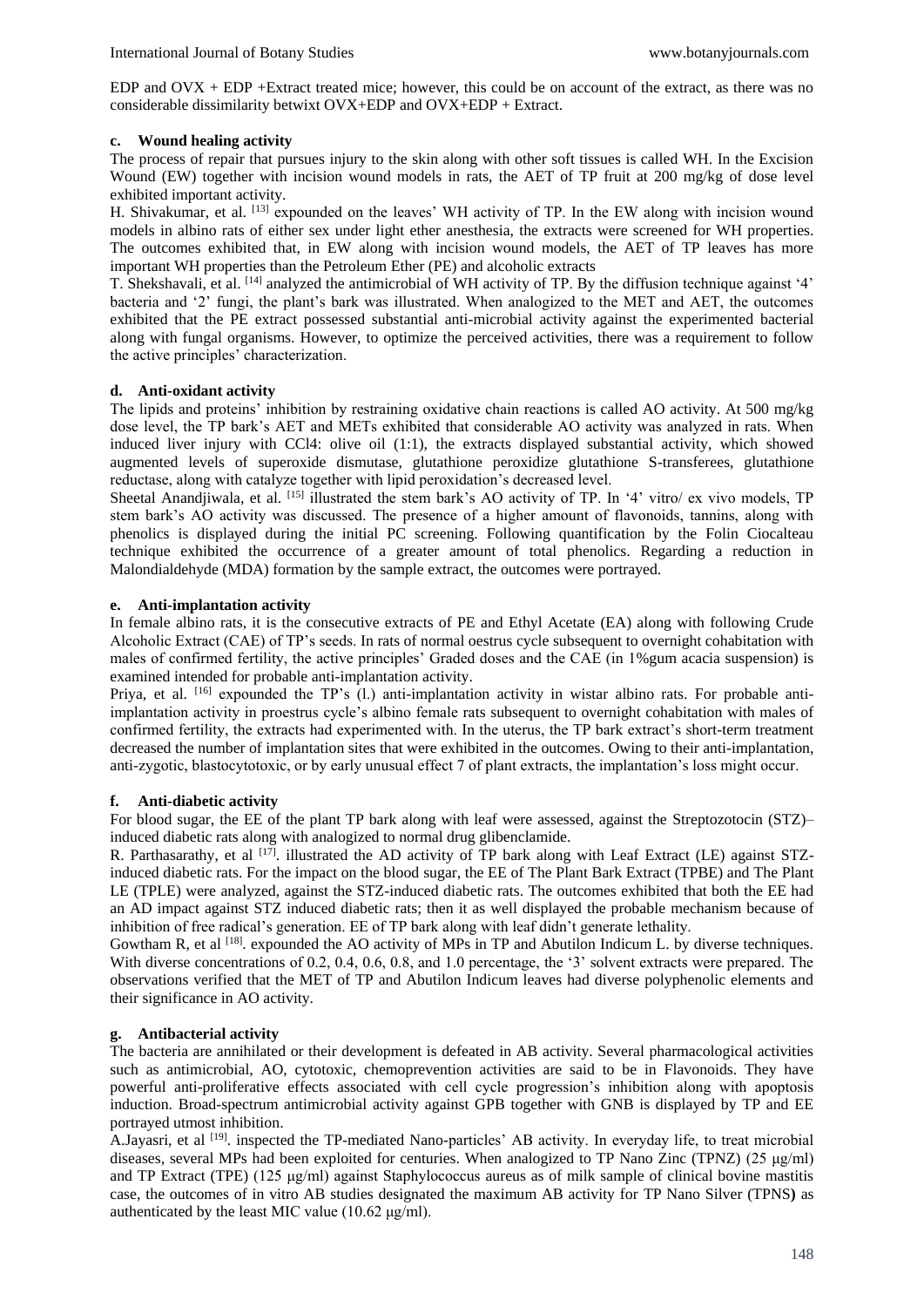EDP and OVX + EDP +Extract treated mice; however, this could be on account of the extract, as there was no considerable dissimilarity betwixt OVX+EDP and OVX+EDP + Extract.

**c. Wound healing activity**

The process of repair that pursues injury to the skin along with other soft tissues is called WH. In the Excision Wound (EW) together with incision wound models in rats, the AET of TP fruit at 200 mg/kg of dose level exhibited important activity.

H. Shivakumar, et al. [13] expounded on the leaves' WH activity of TP. In the EW along with incision wound models in albino rats of either sex under light ether anesthesia, the extracts were screened for WH properties. The outcomes exhibited that, in EW along with incision wound models, the AET of TP leaves has more important WH properties than the Petroleum Ether (PE) and alcoholic extracts

T. Shekshavali, et al. [14] analyzed the antimicrobial of WH activity of TP. By the diffusion technique against '4' bacteria and '2' fungi, the plant's bark was illustrated. When analogized to the MET and AET, the outcomes exhibited that the PE extract possessed substantial anti-microbial activity against the experimented bacterial along with fungal organisms. However, to optimize the perceived activities, there was a requirement to follow the active principles' characterization.

**d. Anti-oxidant activity**

The lipids and proteins' inhibition by restraining oxidative chain reactions is called AO activity. At 500 mg/kg dose level, the TP bark's AET and METs exhibited that considerable AO activity was analyzed in rats. When induced liver injury with $CCl_4$: olive oil (1:1), the extracts displayed substantial activity, which showed augmented levels of superoxide dismutase, glutathione peroxidize glutathione S-transferees, glutathione reductase, along with catalyze together with lipid peroxidation's decreased level.

Sheetal Anandjiwala, et al. [15] illustrated the stem bark's AO activity of TP. In '4' vitro/ ex vivo models, TP stem bark's AO activity was discussed. The presence of a higher amount of flavonoids, tannins, along with phenolics is displayed during the initial PC screening. Following quantification by the Folin Ciocalteau technique exhibited the occurrence of a greater amount of total phenolics. Regarding a reduction in Malondialdehyde (MDA) formation by the sample extract, the outcomes were portrayed.

**e. Anti-implantation activity**

In female albino rats, it is the consecutive extracts of PE and Ethyl Acetate (EA) along with following Crude Alcoholic Extract (CAE) of TP's seeds. In rats of normal oestrus cycle subsequent to overnight cohabitation with males of confirmed fertility, the active principles' Graded doses and the CAE (in 1%gum acacia suspension) is examined intended for probable anti-implantation activity.

Priya, et al. [16] expounded the TP's (l.) anti-implantation activity in wistar albino rats. For probable anti-implantation activity in proestrus cycle's albino female rats subsequent to overnight cohabitation with males of confirmed fertility, the extracts had experimented with. In the uterus, the TP bark extract's short-term treatment decreased the number of implantation sites that were exhibited in the outcomes. Owing to their anti-implantation, anti-zygotic, blastocytotoxic, or by early unusual effect 7 of plant extracts, the implantation's loss might occur.

**f. Anti-diabetic activity**

For blood sugar, the EE of the plant TP bark along with leaf were assessed, against the Streptozotocin (STZ)–induced diabetic rats along with analogized to normal drug glibenclamide.

R. Parthasarathy, et al [17]. illustrated the AD activity of TP bark along with Leaf Extract (LE) against STZ-induced diabetic rats. For the impact on the blood sugar, the EE of The Plant Bark Extract (TPBE) and The Plant LE (TPLE) were analyzed, against the STZ-induced diabetic rats. The outcomes exhibited that both the EE had an AD impact against STZ induced diabetic rats; then it as well displayed the probable mechanism because of inhibition of free radical's generation. EE of TP bark along with leaf didn't generate lethality.

Gowtham R, et al [18]. expounded the AO activity of MPs in TP and Abutilon Indicum L. by diverse techniques. With diverse concentrations of 0.2, 0.4, 0.6, 0.8, and 1.0 percentage, the '3' solvent extracts were prepared. The observations verified that the MET of TP and Abutilon Indicum leaves had diverse polyphenolic elements and their significance in AO activity.

**g. Antibacterial activity**

The bacteria are annihilated or their development is defeated in AB activity. Several pharmacological activities such as antimicrobial, AO, cytotoxic, chemoprevention activities are said to be in Flavonoids. They have powerful anti-proliferative effects associated with cell cycle progression's inhibition along with apoptosis induction. Broad-spectrum antimicrobial activity against GPB together with GNB is displayed by TP and EE portrayed utmost inhibition.

A.Jayasri, et al [19]. inspected the TP-mediated Nano-particles' AB activity. In everyday life, to treat microbial diseases, several MPs had been exploited for centuries. When analogized to TP Nano Zinc (TPNZ) (25 μg/ml) and TP Extract (TPE) (125 μg/ml) against Staphylococcus aureus as of milk sample of clinical bovine mastitis case, the outcomes of in vitro AB studies designated the maximum AB activity for TP Nano Silver (TPNS**)** as authenticated by the least MIC value (10.62 μg/ml).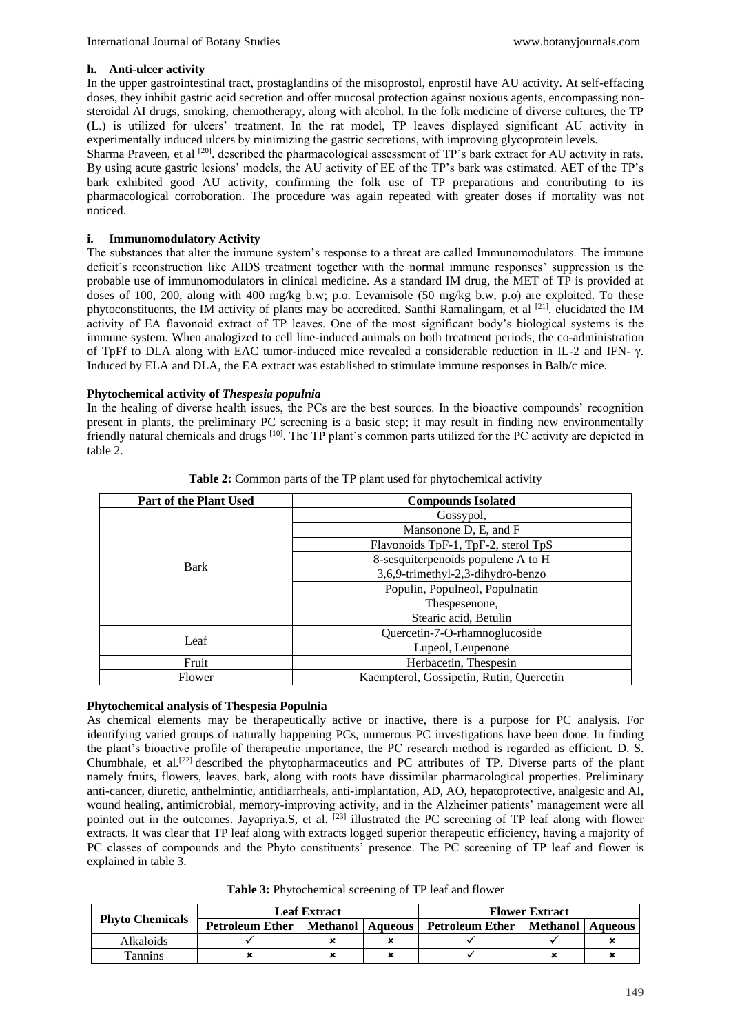### h. Anti-ulcer activity

In the upper gastrointestinal tract, prostaglandins of the misoprostol, enprostil have AU activity. At self-effacing doses, they inhibit gastric acid secretion and offer mucosal protection against noxious agents, encompassing non-steroidal AI drugs, smoking, chemotherapy, along with alcohol. In the folk medicine of diverse cultures, the TP (L.) is utilized for ulcers' treatment. In the rat model, TP leaves displayed significant AU activity in experimentally induced ulcers by minimizing the gastric secretions, with improving glycoprotein levels.

Sharma Praveen, et al [20]. described the pharmacological assessment of TP's bark extract for AU activity in rats. By using acute gastric lesions' models, the AU activity of EE of the TP's bark was estimated. AET of the TP's bark exhibited good AU activity, confirming the folk use of TP preparations and contributing to its pharmacological corroboration. The procedure was again repeated with greater doses if mortality was not noticed.

### i. Immunomodulatory Activity

The substances that alter the immune system's response to a threat are called Immunomodulators. The immune deficit's reconstruction like AIDS treatment together with the normal immune responses' suppression is the probable use of immunomodulators in clinical medicine. As a standard IM drug, the MET of TP is provided at doses of 100, 200, along with 400 mg/kg b.w; p.o. Levamisole (50 mg/kg b.w, p.o) are exploited. To these phytoconstituents, the IM activity of plants may be accredited. Santhi Ramalingam, et al [21]. elucidated the IM activity of EA flavonoid extract of TP leaves. One of the most significant body's biological systems is the immune system. When analogized to cell line-induced animals on both treatment periods, the co-administration of TpFf to DLA along with EAC tumor-induced mice revealed a considerable reduction in IL-2 and IFN- γ. Induced by ELA and DLA, the EA extract was established to stimulate immune responses in Balb/c mice.

## Phytochemical activity of *Thespesia populnia*

In the healing of diverse health issues, the PCs are the best sources. In the bioactive compounds' recognition present in plants, the preliminary PC screening is a basic step; it may result in finding new environmentally friendly natural chemicals and drugs [10]. The TP plant's common parts utilized for the PC activity are depicted in table 2.

**Table 2:** Common parts of the TP plant used for phytochemical activity

| Part of the Plant Used | Compounds Isolated |
|---|---|
| Bark | Gossypol, |
| | Mansonone D, E, and F |
| | Flavonoids TpF-1, TpF-2, sterol TpS |
| | 8-sesquiterpenoids populene A to H |
| | 3,6,9-trimethyl-2,3-dihydro-benzo |
| | Populin, Populneol, Populnatin |
| | Thespesenone, |
| | Stearic acid, Betulin |
| Leaf | Quercetin-7-O-rhamnoglucoside |
| | Lupeol, Leupenone |
| Fruit | Herbacetin, Thespesin |
| Flower | Kaempterol, Gossipetin, Rutin, Quercetin |

## Phytochemical analysis of Thespesia Populnia

As chemical elements may be therapeutically active or inactive, there is a purpose for PC analysis. For identifying varied groups of naturally happening PCs, numerous PC investigations have been done. In finding the plant's bioactive profile of therapeutic importance, the PC research method is regarded as efficient. D. S. Chumbhale, et al.[22] described the phytopharmaceutics and PC attributes of TP. Diverse parts of the plant namely fruits, flowers, leaves, bark, along with roots have dissimilar pharmacological properties. Preliminary anti-cancer, diuretic, anthelmintic, antidiarrheals, anti-implantation, AD, AO, hepatoprotective, analgesic and AI, wound healing, antimicrobial, memory-improving activity, and in the Alzheimer patients' management were all pointed out in the outcomes. Jayapriya.S, et al. [23] illustrated the PC screening of TP leaf along with flower extracts. It was clear that TP leaf along with extracts logged superior therapeutic efficiency, having a majority of PC classes of compounds and the Phyto constituents' presence. The PC screening of TP leaf and flower is explained in table 3.

**Table 3:** Phytochemical screening of TP leaf and flower

| Phyto Chemicals | Leaf Extract | | | Flower Extract | | |
|---|---|---|---|---|---|---|
| | Petroleum Ether | Methanol | Aqueous | Petroleum Ether | Methanol | Aqueous |
| Alkaloids | ✓ | × | × | ✓ | ✓ | × |
| Tannins | × | × | × | ✓ | × | × |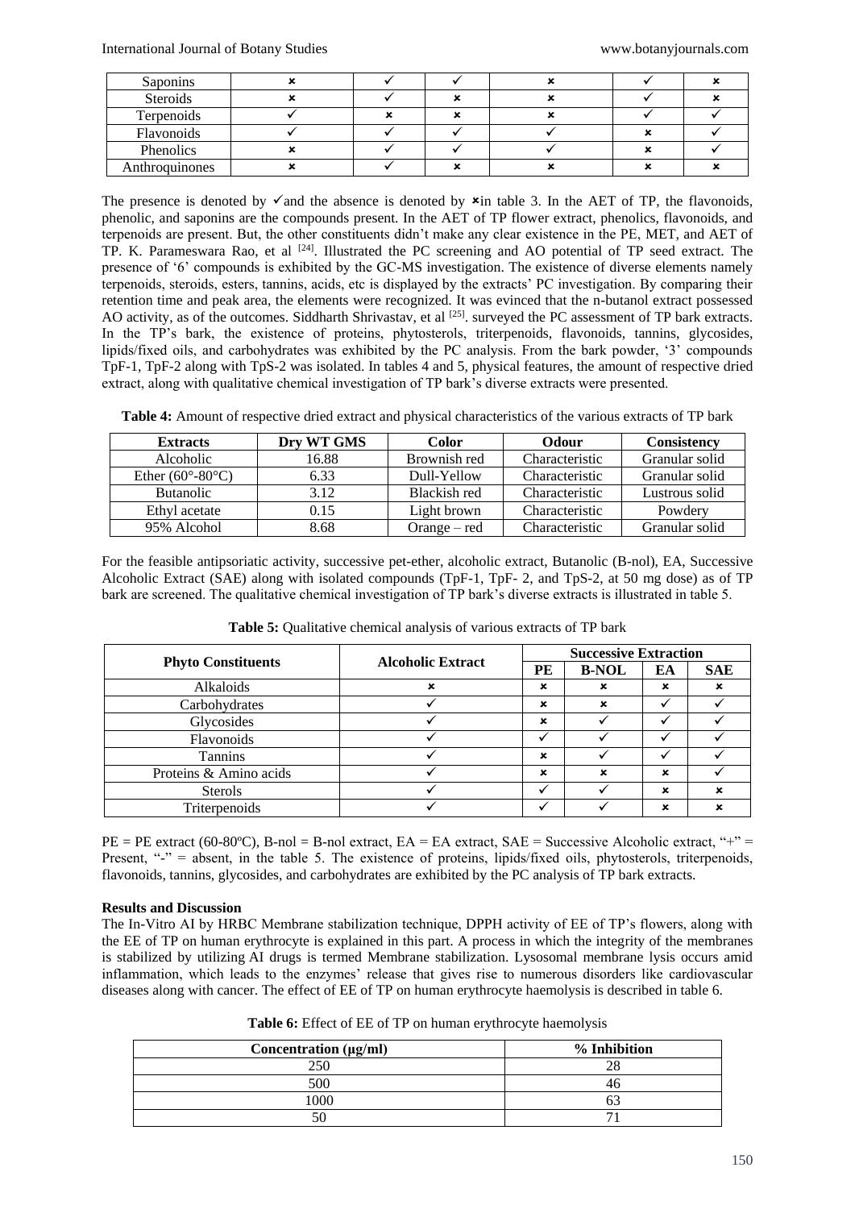| Saponins | ✗ | ✓ | ✓ | ✗ | ✓ | ✗ |
|---|---|---|---|---|---|---|
| Steroids | ✗ | ✓ | ✗ | ✗ | ✓ | ✗ |
| Terpenoids | ✓ | ✗ | ✗ | ✗ | ✓ | ✓ |
| Flavonoids | ✓ | ✓ | ✓ | ✓ | ✗ | ✓ |
| Phenolics | ✗ | ✓ | ✓ | ✓ | ✗ | ✓ |
| Anthroquinones | ✗ | ✓ | ✗ | ✗ | ✗ | ✗ |

The presence is denoted by ✓and the absence is denoted by ✗in table 3. In the AET of TP, the flavonoids, phenolic, and saponins are the compounds present. In the AET of TP flower extract, phenolics, flavonoids, and terpenoids are present. But, the other constituents didn't make any clear existence in the PE, MET, and AET of TP. K. Parameswara Rao, et al [24]. Illustrated the PC screening and AO potential of TP seed extract. The presence of '6' compounds is exhibited by the GC-MS investigation. The existence of diverse elements namely terpenoids, steroids, esters, tannins, acids, etc is displayed by the extracts' PC investigation. By comparing their retention time and peak area, the elements were recognized. It was evinced that the n-butanol extract possessed AO activity, as of the outcomes. Siddharth Shrivastav, et al [25]. surveyed the PC assessment of TP bark extracts. In the TP's bark, the existence of proteins, phytosterols, triterpenoids, flavonoids, tannins, glycosides, lipids/fixed oils, and carbohydrates was exhibited by the PC analysis. From the bark powder, '3' compounds TpF-1, TpF-2 along with TpS-2 was isolated. In tables 4 and 5, physical features, the amount of respective dried extract, along with qualitative chemical investigation of TP bark's diverse extracts were presented.

**Table 4:** Amount of respective dried extract and physical characteristics of the various extracts of TP bark

| Extracts | Dry WT GMS | Color | Odour | Consistency |
|---|---|---|---|---|
| Alcoholic | 16.88 | Brownish red | Characteristic | Granular solid |
| Ether (60°-80°C) | 6.33 | Dull-Yellow | Characteristic | Granular solid |
| Butanolic | 3.12 | Blackish red | Characteristic | Lustrous solid |
| Ethyl acetate | 0.15 | Light brown | Characteristic | Powdery |
| 95% Alcohol | 8.68 | Orange – red | Characteristic | Granular solid |

For the feasible antipsoriatic activity, successive pet-ether, alcoholic extract, Butanolic (B-nol), EA, Successive Alcoholic Extract (SAE) along with isolated compounds (TpF-1, TpF- 2, and TpS-2, at 50 mg dose) as of TP bark are screened. The qualitative chemical investigation of TP bark's diverse extracts is illustrated in table 5.

**Table 5:** Qualitative chemical analysis of various extracts of TP bark

| Phyto Constituents | Alcoholic Extract | Successive Extraction | | | |
|---|---|---|---|---|---|
| | | PE | B-NOL | EA | SAE |
| Alkaloids | ✗ | ✗ | ✗ | ✗ | ✗ |
| Carbohydrates | ✓ | ✗ | ✗ | ✓ | ✓ |
| Glycosides | ✓ | ✗ | ✓ | ✓ | ✓ |
| Flavonoids | ✓ | ✓ | ✓ | ✓ | ✓ |
| Tannins | ✓ | ✗ | ✓ | ✓ | ✓ |
| Proteins & Amino acids | ✓ | ✗ | ✗ | ✗ | ✓ |
| Sterols | ✓ | ✓ | ✓ | ✗ | ✗ |
| Triterpenoids | ✓ | ✓ | ✓ | ✗ | ✗ |

PE = PE extract (60-80ºC), B-nol = B-nol extract, EA = EA extract, SAE = Successive Alcoholic extract, "+" = Present, "-" = absent, in the table 5. The existence of proteins, lipids/fixed oils, phytosterols, triterpenoids, flavonoids, tannins, glycosides, and carbohydrates are exhibited by the PC analysis of TP bark extracts.

## Results and Discussion

The In-Vitro AI by HRBC Membrane stabilization technique, DPPH activity of EE of TP's flowers, along with the EE of TP on human erythrocyte is explained in this part. A process in which the integrity of the membranes is stabilized by utilizing AI drugs is termed Membrane stabilization. Lysosomal membrane lysis occurs amid inflammation, which leads to the enzymes' release that gives rise to numerous disorders like cardiovascular diseases along with cancer. The effect of EE of TP on human erythrocyte haemolysis is described in table 6.

**Table 6:** Effect of EE of TP on human erythrocyte haemolysis

| Concentration (µg/ml) | % Inhibition |
|---|---|
| 250 | 28 |
| 500 | 46 |
| 1000 | 63 |
| 50 | 71 |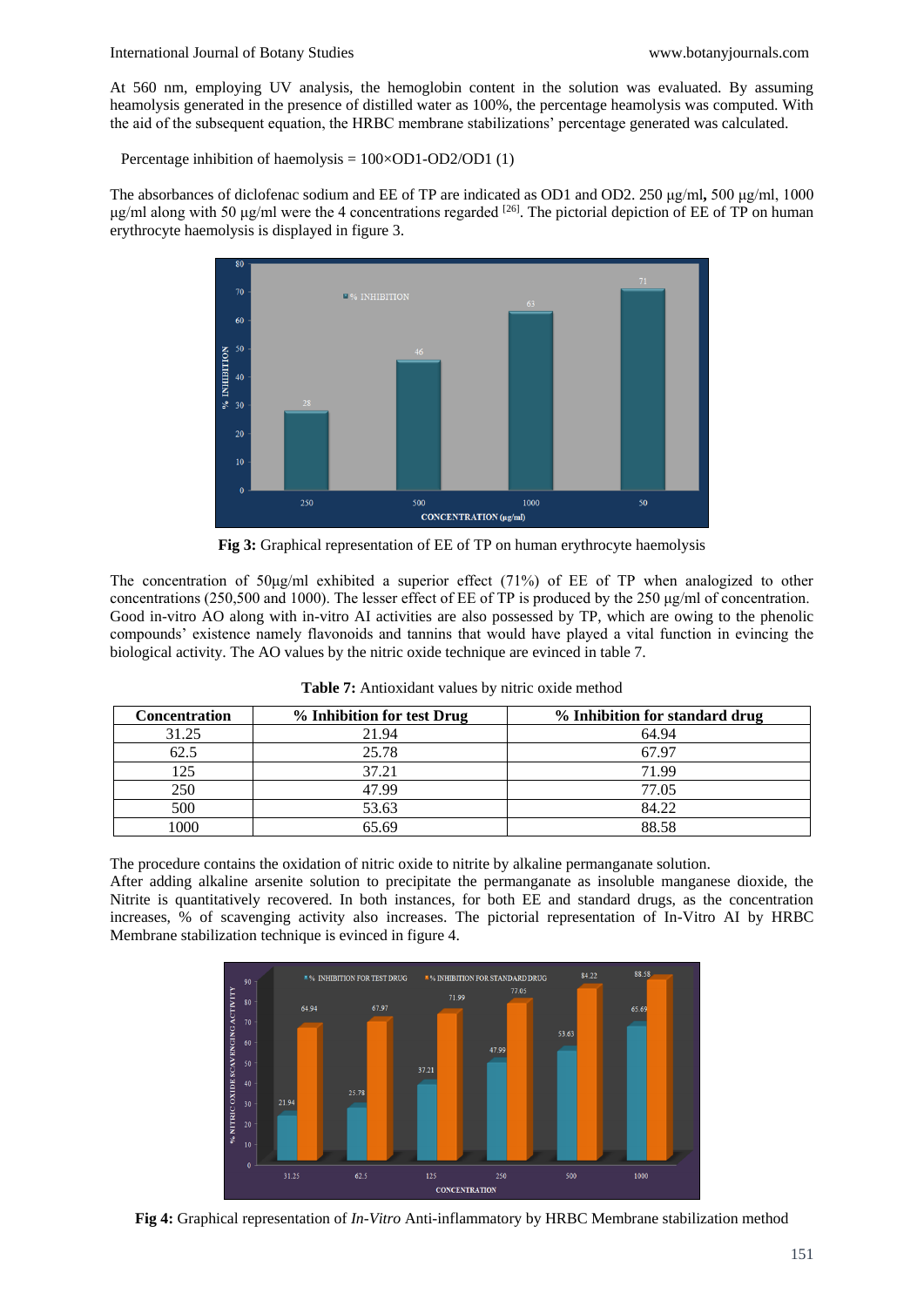At 560 nm, employing UV analysis, the hemoglobin content in the solution was evaluated. By assuming heamolysis generated in the presence of distilled water as 100%, the percentage heamolysis was computed. With the aid of the subsequent equation, the HRBC membrane stabilizations' percentage generated was calculated.

Percentage inhibition of haemolysis = 100×OD1-OD2/OD1 (1)

The absorbances of diclofenac sodium and EE of TP are indicated as OD1 and OD2. 250 µg/ml**,** 500 µg/ml, 1000 µg/ml along with 50 µg/ml were the 4 concentrations regarded [26]. The pictorial depiction of EE of TP on human erythrocyte haemolysis is displayed in figure 3.

**Fig 3:** Graphical representation of EE of TP on human erythrocyte haemolysis

The concentration of 50µg/ml exhibited a superior effect (71%) of EE of TP when analogized to other concentrations (250,500 and 1000). The lesser effect of EE of TP is produced by the 250 µg/ml of concentration. Good in-vitro AO along with in-vitro AI activities are also possessed by TP, which are owing to the phenolic compounds' existence namely flavonoids and tannins that would have played a vital function in evincing the biological activity. The AO values by the nitric oxide technique are evinced in table 7.

**Table 7:** Antioxidant values by nitric oxide method

| Concentration | % Inhibition for test Drug | % Inhibition for standard drug |
|---|---|---|
| 31.25 | 21.94 | 64.94 |
| 62.5 | 25.78 | 67.97 |
| 125 | 37.21 | 71.99 |
| 250 | 47.99 | 77.05 |
| 500 | 53.63 | 84.22 |
| 1000 | 65.69 | 88.58 |

The procedure contains the oxidation of nitric oxide to nitrite by alkaline permanganate solution.
After adding alkaline arsenite solution to precipitate the permanganate as insoluble manganese dioxide, the Nitrite is quantitatively recovered. In both instances, for both EE and standard drugs, as the concentration increases, % of scavenging activity also increases. The pictorial representation of In-Vitro AI by HRBC Membrane stabilization technique is evinced in figure 4.

**Fig 4:** Graphical representation of *In-Vitro* Anti-inflammatory by HRBC Membrane stabilization method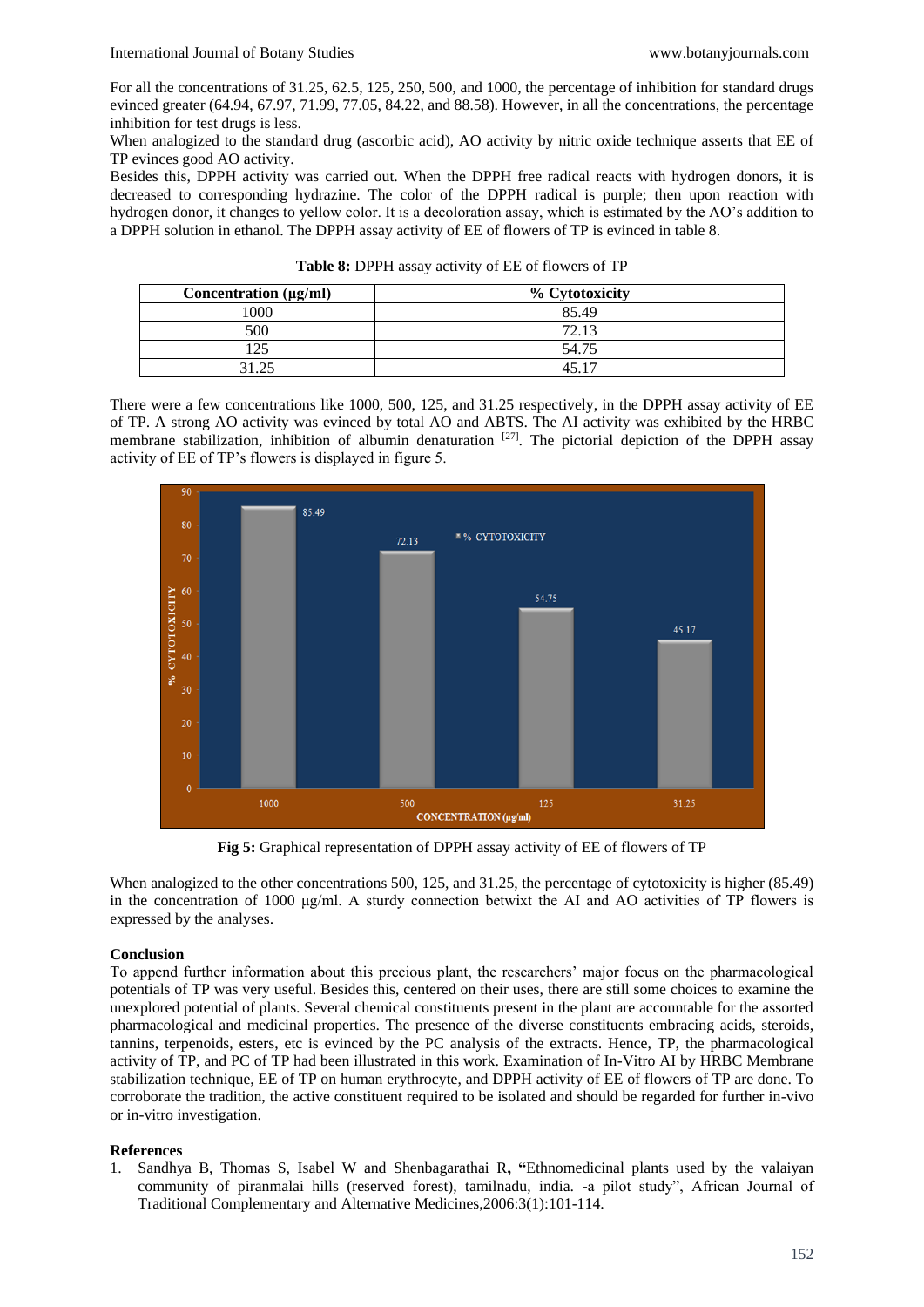For all the concentrations of 31.25, 62.5, 125, 250, 500, and 1000, the percentage of inhibition for standard drugs evinced greater (64.94, 67.97, 71.99, 77.05, 84.22, and 88.58). However, in all the concentrations, the percentage inhibition for test drugs is less.

When analogized to the standard drug (ascorbic acid), AO activity by nitric oxide technique asserts that EE of TP evinces good AO activity.

Besides this, DPPH activity was carried out. When the DPPH free radical reacts with hydrogen donors, it is decreased to corresponding hydrazine. The color of the DPPH radical is purple; then upon reaction with hydrogen donor, it changes to yellow color. It is a decoloration assay, which is estimated by the AO's addition to a DPPH solution in ethanol. The DPPH assay activity of EE of flowers of TP is evinced in table 8.

**Table 8:** DPPH assay activity of EE of flowers of TP

| Concentration (µg/ml) | % Cytotoxicity |
|---|---|
| 1000 | 85.49 |
| 500 | 72.13 |
| 125 | 54.75 |
| 31.25 | 45.17 |

There were a few concentrations like 1000, 500, 125, and 31.25 respectively, in the DPPH assay activity of EE of TP. A strong AO activity was evinced by total AO and ABTS. The AI activity was exhibited by the HRBC membrane stabilization, inhibition of albumin denaturation [27]. The pictorial depiction of the DPPH assay activity of EE of TP's flowers is displayed in figure 5.

**Fig 5:** Graphical representation of DPPH assay activity of EE of flowers of TP

When analogized to the other concentrations 500, 125, and 31.25, the percentage of cytotoxicity is higher (85.49) in the concentration of 1000 µg/ml. A sturdy connection betwixt the AI and AO activities of TP flowers is expressed by the analyses.

## Conclusion

To append further information about this precious plant, the researchers' major focus on the pharmacological potentials of TP was very useful. Besides this, centered on their uses, there are still some choices to examine the unexplored potential of plants. Several chemical constituents present in the plant are accountable for the assorted pharmacological and medicinal properties. The presence of the diverse constituents embracing acids, steroids, tannins, terpenoids, esters, etc is evinced by the PC analysis of the extracts. Hence, TP, the pharmacological activity of TP, and PC of TP had been illustrated in this work. Examination of In-Vitro AI by HRBC Membrane stabilization technique, EE of TP on human erythrocyte, and DPPH activity of EE of flowers of TP are done. To corroborate the tradition, the active constituent required to be isolated and should be regarded for further in-vivo or in-vitro investigation.

## References

1. Sandhya B, Thomas S, Isabel W and Shenbagarathai R, "Ethnomedicinal plants used by the valaiyan community of piranmalai hills (reserved forest), tamilnadu, india. -a pilot study", African Journal of Traditional Complementary and Alternative Medicines,2006:3(1):101-114.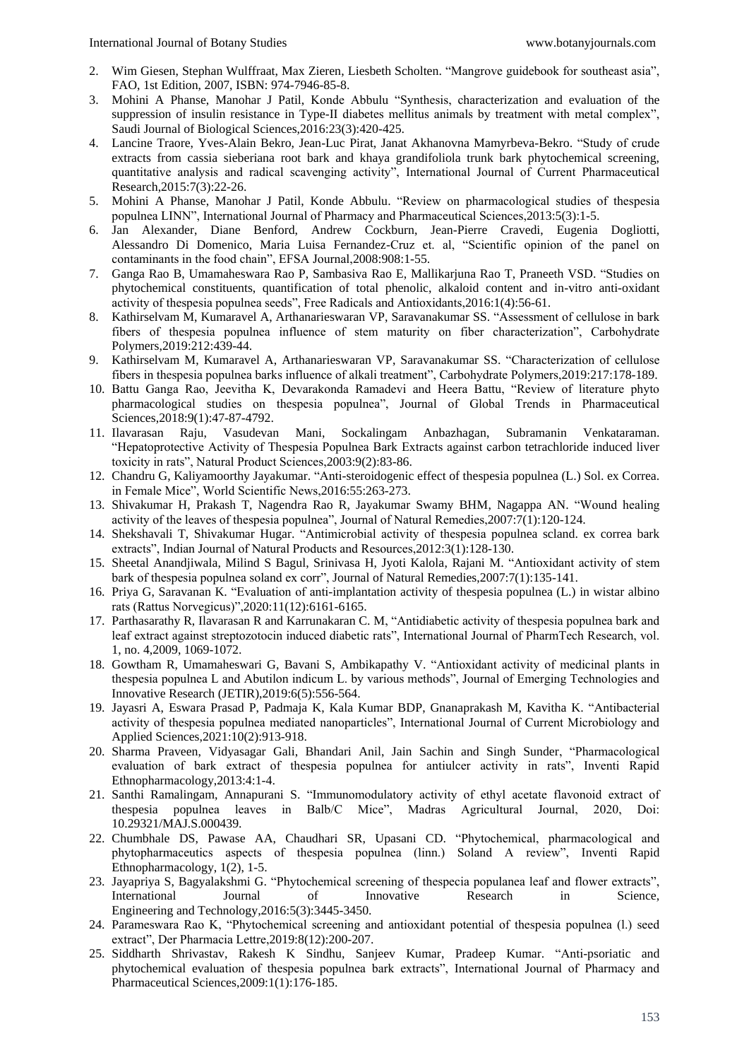2. Wim Giesen, Stephan Wulffraat, Max Zieren, Liesbeth Scholten. "Mangrove guidebook for southeast asia", FAO, 1st Edition, 2007, ISBN: 974-7946-85-8.
3. Mohini A Phanse, Manohar J Patil, Konde Abbulu "Synthesis, characterization and evaluation of the suppression of insulin resistance in Type-II diabetes mellitus animals by treatment with metal complex", Saudi Journal of Biological Sciences,2016:23(3):420-425.
4. Lancine Traore, Yves-Alain Bekro, Jean-Luc Pirat, Janat Akhanovna Mamyrbeva-Bekro. "Study of crude extracts from cassia sieberiana root bark and khaya grandifoliola trunk bark phytochemical screening, quantitative analysis and radical scavenging activity", International Journal of Current Pharmaceutical Research,2015:7(3):22-26.
5. Mohini A Phanse, Manohar J Patil, Konde Abbulu. "Review on pharmacological studies of thespesia populnea LINN", International Journal of Pharmacy and Pharmaceutical Sciences,2013:5(3):1-5.
6. Jan Alexander, Diane Benford, Andrew Cockburn, Jean-Pierre Cravedi, Eugenia Dogliotti, Alessandro Di Domenico, Maria Luisa Fernandez-Cruz et. al, "Scientific opinion of the panel on contaminants in the food chain", EFSA Journal,2008:908:1-55.
7. Ganga Rao B, Umamaheswara Rao P, Sambasiva Rao E, Mallikarjuna Rao T, Praneeth VSD. "Studies on phytochemical constituents, quantification of total phenolic, alkaloid content and in-vitro anti-oxidant activity of thespesia populnea seeds", Free Radicals and Antioxidants,2016:1(4):56-61.
8. Kathirselvam M, Kumaravel A, Arthanarieswaran VP, Saravanakumar SS. "Assessment of cellulose in bark fibers of thespesia populnea influence of stem maturity on fiber characterization", Carbohydrate Polymers,2019:212:439-44.
9. Kathirselvam M, Kumaravel A, Arthanarieswaran VP, Saravanakumar SS. "Characterization of cellulose fibers in thespesia populnea barks influence of alkali treatment", Carbohydrate Polymers,2019:217:178-189.
10. Battu Ganga Rao, Jeevitha K, Devarakonda Ramadevi and Heera Battu, "Review of literature phyto pharmacological studies on thespesia populnea", Journal of Global Trends in Pharmaceutical Sciences,2018:9(1):47-87-4792.
11. Ilavarasan Raju, Vasudevan Mani, Sockalingam Anbazhagan, Subramanin Venkataraman. "Hepatoprotective Activity of Thespesia Populnea Bark Extracts against carbon tetrachloride induced liver toxicity in rats", Natural Product Sciences,2003:9(2):83-86.
12. Chandru G, Kaliyamoorthy Jayakumar. "Anti-steroidogenic effect of thespesia populnea (L.) Sol. ex Correa. in Female Mice", World Scientific News,2016:55:263-273.
13. Shivakumar H, Prakash T, Nagendra Rao R, Jayakumar Swamy BHM, Nagappa AN. "Wound healing activity of the leaves of thespesia populnea", Journal of Natural Remedies,2007:7(1):120-124.
14. Shekshavali T, Shivakumar Hugar. "Antimicrobial activity of thespesia populnea scland. ex correa bark extracts", Indian Journal of Natural Products and Resources,2012:3(1):128-130.
15. Sheetal Anandjiwala, Milind S Bagul, Srinivasa H, Jyoti Kalola, Rajani M. "Antioxidant activity of stem bark of thespesia populnea soland ex corr", Journal of Natural Remedies,2007:7(1):135-141.
16. Priya G, Saravanan K. "Evaluation of anti-implantation activity of thespesia populnea (L.) in wistar albino rats (Rattus Norvegicus)",2020:11(12):6161-6165.
17. Parthasarathy R, Ilavarasan R and Karrunakaran C. M, "Antidiabetic activity of thespesia populnea bark and leaf extract against streptozotocin induced diabetic rats", International Journal of PharmTech Research, vol. 1, no. 4,2009, 1069-1072.
18. Gowtham R, Umamaheswari G, Bavani S, Ambikapathy V. "Antioxidant activity of medicinal plants in thespesia populnea L and Abutilon indicum L. by various methods", Journal of Emerging Technologies and Innovative Research (JETIR),2019:6(5):556-564.
19. Jayasri A, Eswara Prasad P, Padmaja K, Kala Kumar BDP, Gnanaprakash M, Kavitha K. "Antibacterial activity of thespesia populnea mediated nanoparticles", International Journal of Current Microbiology and Applied Sciences,2021:10(2):913-918.
20. Sharma Praveen, Vidyasagar Gali, Bhandari Anil, Jain Sachin and Singh Sunder, "Pharmacological evaluation of bark extract of thespesia populnea for antiulcer activity in rats", Inventi Rapid Ethnopharmacology,2013:4:1-4.
21. Santhi Ramalingam, Annapurani S. "Immunomodulatory activity of ethyl acetate flavonoid extract of thespesia populnea leaves in Balb/C Mice", Madras Agricultural Journal, 2020, Doi: 10.29321/MAJ.S.000439.
22. Chumbhale DS, Pawase AA, Chaudhari SR, Upasani CD. "Phytochemical, pharmacological and phytopharmaceutics aspects of thespesia populnea (linn.) Soland A review", Inventi Rapid Ethnopharmacology, 1(2), 1-5.
23. Jayapriya S, Bagyalakshmi G. "Phytochemical screening of thespecia populanea leaf and flower extracts", International Journal of Innovative Research in Science, Engineering and Technology,2016:5(3):3445-3450.
24. Parameswara Rao K, "Phytochemical screening and antioxidant potential of thespesia populnea (l.) seed extract", Der Pharmacia Lettre,2019:8(12):200-207.
25. Siddharth Shrivastav, Rakesh K Sindhu, Sanjeev Kumar, Pradeep Kumar. "Anti-psoriatic and phytochemical evaluation of thespesia populnea bark extracts", International Journal of Pharmacy and Pharmaceutical Sciences,2009:1(1):176-185.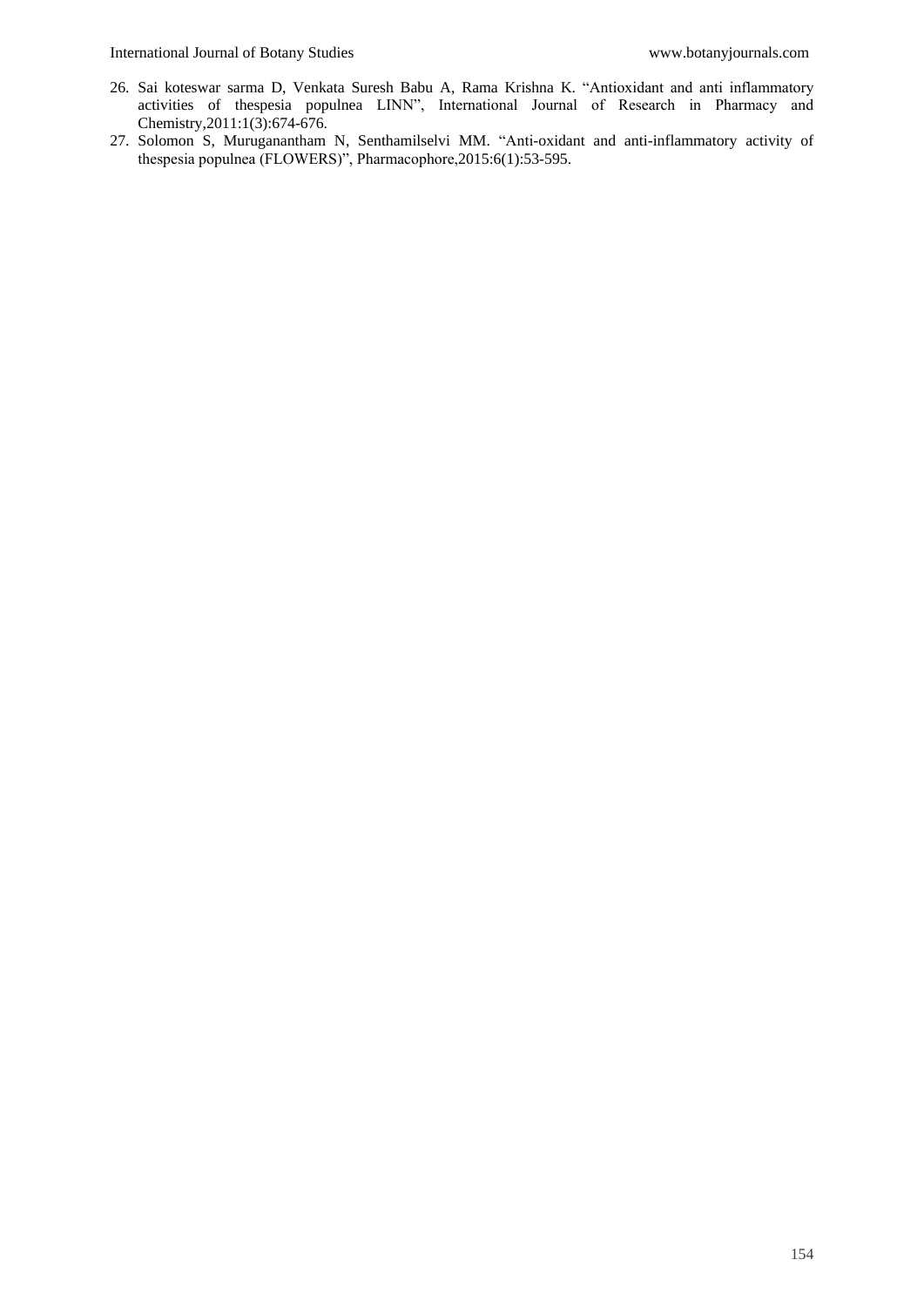26. Sai koteswar sarma D, Venkata Suresh Babu A, Rama Krishna K. "Antioxidant and anti inflammatory activities of thespesia populnea LINN", International Journal of Research in Pharmacy and Chemistry,2011:1(3):674-676.
27. Solomon S, Muruganantham N, Senthamilselvi MM. "Anti-oxidant and anti-inflammatory activity of thespesia populnea (FLOWERS)", Pharmacophore,2015:6(1):53-595.